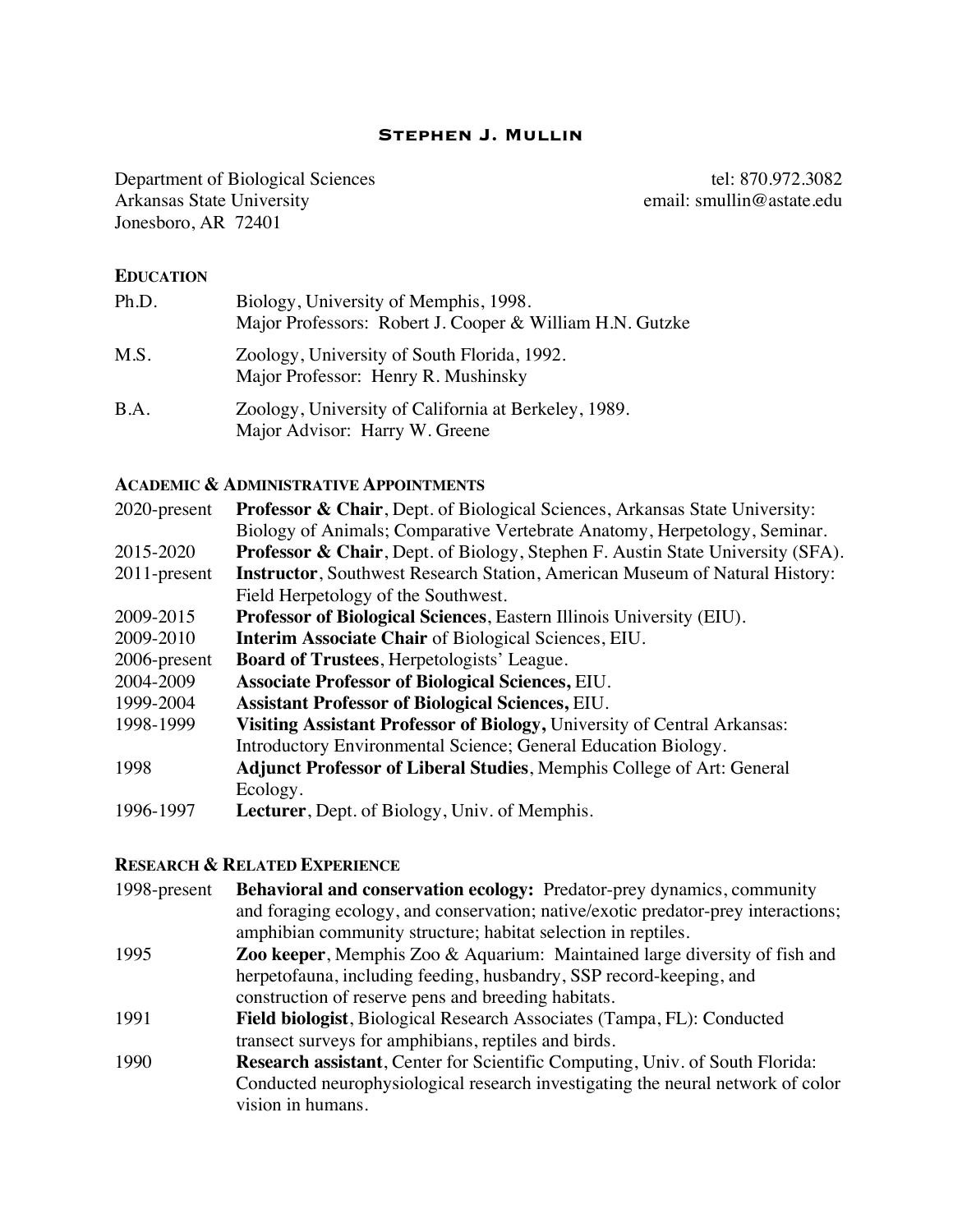# Stephen J. Mullin

Department of Biological Sciences
Arkansas State University
Jonesboro, AR 72401

tel: 870.972.3082
email: smullin@astate.edu

## Education

| | |
|---|---|
| Ph.D. | Biology, University of Memphis, 1998.<br>Major Professors: Robert J. Cooper & William H.N. Gutzke |
| M.S. | Zoology, University of South Florida, 1992.<br>Major Professor: Henry R. Mushinsky |
| B.A. | Zoology, University of California at Berkeley, 1989.<br>Major Advisor: Harry W. Greene |

## Academic & Administrative Appointments

| | |
|---|---|
| 2020-present | **Professor & Chair**, Dept. of Biological Sciences, Arkansas State University: Biology of Animals; Comparative Vertebrate Anatomy, Herpetology, Seminar. |
| 2015-2020 | **Professor & Chair**, Dept. of Biology, Stephen F. Austin State University (SFA). |
| 2011-present | **Instructor**, Southwest Research Station, American Museum of Natural History: Field Herpetology of the Southwest. |
| 2009-2015 | **Professor of Biological Sciences**, Eastern Illinois University (EIU). |
| 2009-2010 | **Interim Associate Chair** of Biological Sciences, EIU. |
| 2006-present | **Board of Trustees**, Herpetologists' League. |
| 2004-2009 | **Associate Professor of Biological Sciences,** EIU. |
| 1999-2004 | **Assistant Professor of Biological Sciences,** EIU. |
| 1998-1999 | **Visiting Assistant Professor of Biology,** University of Central Arkansas: Introductory Environmental Science; General Education Biology. |
| 1998 | **Adjunct Professor of Liberal Studies**, Memphis College of Art: General Ecology. |
| 1996-1997 | **Lecturer**, Dept. of Biology, Univ. of Memphis. |

## Research & Related Experience

| | |
|---|---|
| 1998-present | **Behavioral and conservation ecology:** Predator-prey dynamics, community and foraging ecology, and conservation; native/exotic predator-prey interactions; amphibian community structure; habitat selection in reptiles. |
| 1995 | **Zoo keeper**, Memphis Zoo & Aquarium: Maintained large diversity of fish and herpetofauna, including feeding, husbandry, SSP record-keeping, and construction of reserve pens and breeding habitats. |
| 1991 | **Field biologist**, Biological Research Associates (Tampa, FL): Conducted transect surveys for amphibians, reptiles and birds. |
| 1990 | **Research assistant**, Center for Scientific Computing, Univ. of South Florida: Conducted neurophysiological research investigating the neural network of color vision in humans. |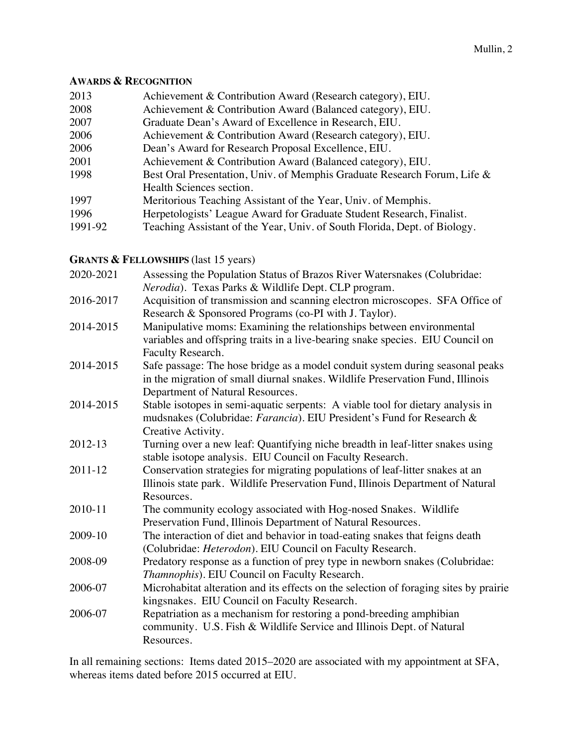## AWARDS & RECOGNITION

| | |
|---|---|
| 2013 | Achievement & Contribution Award (Research category), EIU. |
| 2008 | Achievement & Contribution Award (Balanced category), EIU. |
| 2007 | Graduate Dean's Award of Excellence in Research, EIU. |
| 2006 | Achievement & Contribution Award (Research category), EIU. |
| 2006 | Dean's Award for Research Proposal Excellence, EIU. |
| 2001 | Achievement & Contribution Award (Balanced category), EIU. |
| 1998 | Best Oral Presentation, Univ. of Memphis Graduate Research Forum, Life & Health Sciences section. |
| 1997 | Meritorious Teaching Assistant of the Year, Univ. of Memphis. |
| 1996 | Herpetologists' League Award for Graduate Student Research, Finalist. |
| 1991-92 | Teaching Assistant of the Year, Univ. of South Florida, Dept. of Biology. |

## GRANTS & FELLOWSHIPS (last 15 years)

| | |
|---|---|
| 2020-2021 | Assessing the Population Status of Brazos River Watersnakes (Colubridae: *Nerodia*). Texas Parks & Wildlife Dept. CLP program. |
| 2016-2017 | Acquisition of transmission and scanning electron microscopes. SFA Office of Research & Sponsored Programs (co-PI with J. Taylor). |
| 2014-2015 | Manipulative moms: Examining the relationships between environmental variables and offspring traits in a live-bearing snake species. EIU Council on Faculty Research. |
| 2014-2015 | Safe passage: The hose bridge as a model conduit system during seasonal peaks in the migration of small diurnal snakes. Wildlife Preservation Fund, Illinois Department of Natural Resources. |
| 2014-2015 | Stable isotopes in semi-aquatic serpents: A viable tool for dietary analysis in mudsnakes (Colubridae: *Farancia*). EIU President's Fund for Research & Creative Activity. |
| 2012-13 | Turning over a new leaf: Quantifying niche breadth in leaf-litter snakes using stable isotope analysis. EIU Council on Faculty Research. |
| 2011-12 | Conservation strategies for migrating populations of leaf-litter snakes at an Illinois state park. Wildlife Preservation Fund, Illinois Department of Natural Resources. |
| 2010-11 | The community ecology associated with Hog-nosed Snakes. Wildlife Preservation Fund, Illinois Department of Natural Resources. |
| 2009-10 | The interaction of diet and behavior in toad-eating snakes that feigns death (Colubridae: *Heterodon*). EIU Council on Faculty Research. |
| 2008-09 | Predatory response as a function of prey type in newborn snakes (Colubridae: *Thamnophis*). EIU Council on Faculty Research. |
| 2006-07 | Microhabitat alteration and its effects on the selection of foraging sites by prairie kingsnakes. EIU Council on Faculty Research. |
| 2006-07 | Repatriation as a mechanism for restoring a pond-breeding amphibian community. U.S. Fish & Wildlife Service and Illinois Dept. of Natural Resources. |

In all remaining sections: Items dated 2015–2020 are associated with my appointment at SFA, whereas items dated before 2015 occurred at EIU.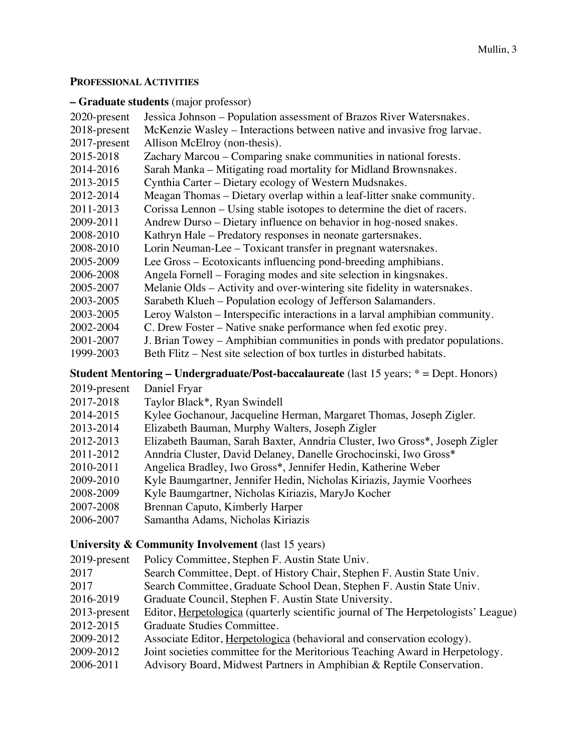## PROFESSIONAL ACTIVITIES

### – Graduate students (major professor)

2020-present Jessica Johnson – Population assessment of Brazos River Watersnakes.
2018-present McKenzie Wasley – Interactions between native and invasive frog larvae.
2017-present Allison McElroy (non-thesis).
2015-2018 Zachary Marcou – Comparing snake communities in national forests.
2014-2016 Sarah Manka – Mitigating road mortality for Midland Brownsnakes.
2013-2015 Cynthia Carter – Dietary ecology of Western Mudsnakes.
2012-2014 Meagan Thomas – Dietary overlap within a leaf-litter snake community.
2011-2013 Corissa Lennon – Using stable isotopes to determine the diet of racers.
2009-2011 Andrew Durso – Dietary influence on behavior in hog-nosed snakes.
2008-2010 Kathryn Hale – Predatory responses in neonate gartersnakes.
2008-2010 Lorin Neuman-Lee – Toxicant transfer in pregnant watersnakes.
2005-2009 Lee Gross – Ecotoxicants influencing pond-breeding amphibians.
2006-2008 Angela Fornell – Foraging modes and site selection in kingsnakes.
2005-2007 Melanie Olds – Activity and over-wintering site fidelity in watersnakes.
2003-2005 Sarabeth Klueh – Population ecology of Jefferson Salamanders.
2003-2005 Leroy Walston – Interspecific interactions in a larval amphibian community.
2002-2004 C. Drew Foster – Native snake performance when fed exotic prey.
2001-2007 J. Brian Towey – Amphibian communities in ponds with predator populations.
1999-2003 Beth Flitz – Nest site selection of box turtles in disturbed habitats.

### Student Mentoring – Undergraduate/Post-baccalaureate (last 15 years; * = Dept. Honors)

2019-present Daniel Fryar
2017-2018 Taylor Black*, Ryan Swindell
2014-2015 Kylee Gochanour, Jacqueline Herman, Margaret Thomas, Joseph Zigler.
2013-2014 Elizabeth Bauman, Murphy Walters, Joseph Zigler
2012-2013 Elizabeth Bauman, Sarah Baxter, Anndria Cluster, Iwo Gross*, Joseph Zigler
2011-2012 Anndria Cluster, David Delaney, Danelle Grochocinski, Iwo Gross*
2010-2011 Angelica Bradley, Iwo Gross*, Jennifer Hedin, Katherine Weber
2009-2010 Kyle Baumgartner, Jennifer Hedin, Nicholas Kiriazis, Jaymie Voorhees
2008-2009 Kyle Baumgartner, Nicholas Kiriazis, MaryJo Kocher
2007-2008 Brennan Caputo, Kimberly Harper
2006-2007 Samantha Adams, Nicholas Kiriazis

### University & Community Involvement (last 15 years)

2019-present Policy Committee, Stephen F. Austin State Univ.
2017 Search Committee, Dept. of History Chair, Stephen F. Austin State Univ.
2017 Search Committee, Graduate School Dean, Stephen F. Austin State Univ.
2016-2019 Graduate Council, Stephen F. Austin State University.
2013-present Editor, Herpetologica (quarterly scientific journal of The Herpetologists' League)
2012-2015 Graduate Studies Committee.
2009-2012 Associate Editor, Herpetologica (behavioral and conservation ecology).
2009-2012 Joint societies committee for the Meritorious Teaching Award in Herpetology.
2006-2011 Advisory Board, Midwest Partners in Amphibian & Reptile Conservation.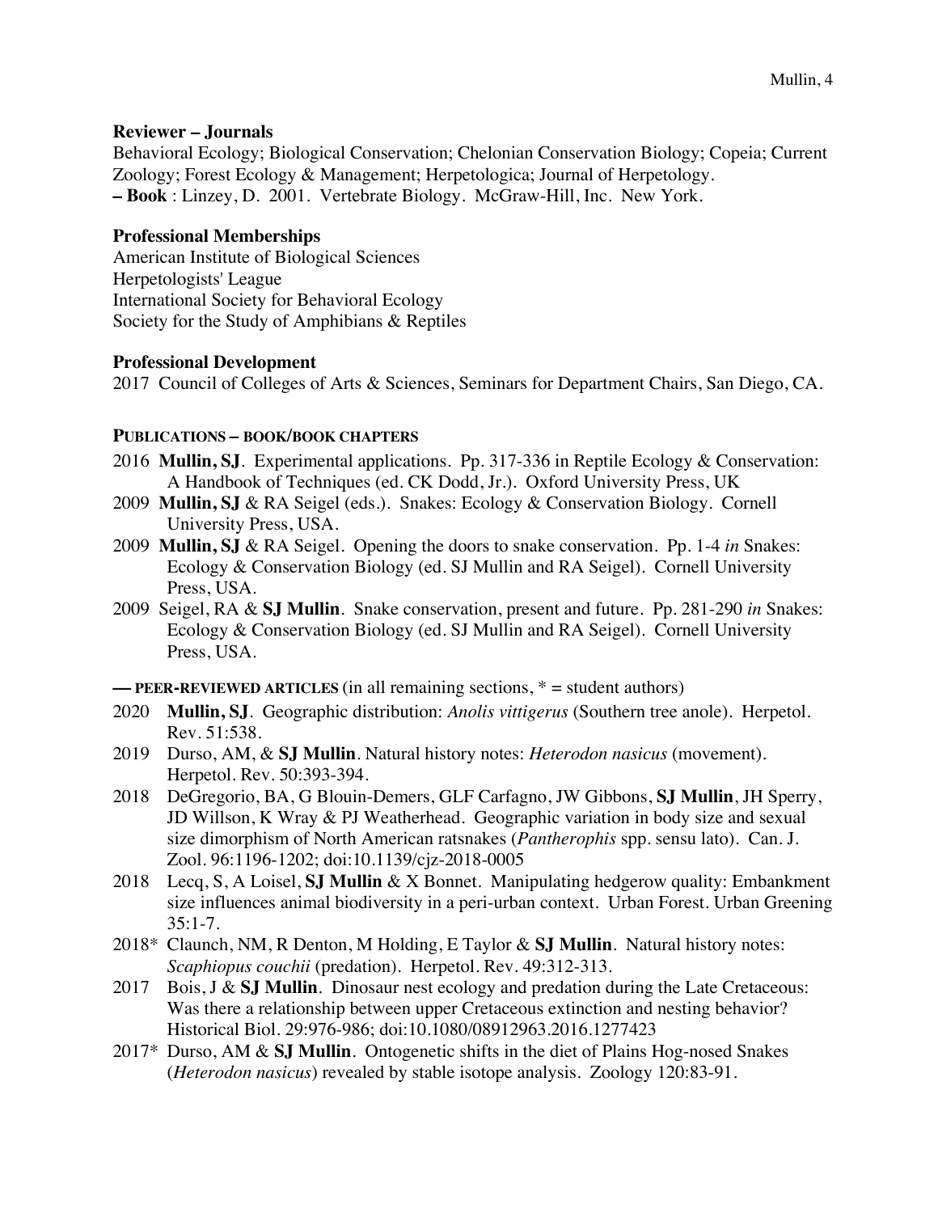### Reviewer – Journals

Behavioral Ecology; Biological Conservation; Chelonian Conservation Biology; Copeia; Current Zoology; Forest Ecology & Management; Herpetologica; Journal of Herpetology.

**– Book** : Linzey, D. 2001. Vertebrate Biology. McGraw-Hill, Inc. New York.

### Professional Memberships

American Institute of Biological Sciences
Herpetologists' League
International Society for Behavioral Ecology
Society for the Study of Amphibians & Reptiles

### Professional Development

2017 Council of Colleges of Arts & Sciences, Seminars for Department Chairs, San Diego, CA.

## PUBLICATIONS – BOOK/BOOK CHAPTERS

- 2016 **Mullin, SJ**. Experimental applications. Pp. 317-336 in Reptile Ecology & Conservation: A Handbook of Techniques (ed. CK Dodd, Jr.). Oxford University Press, UK
- 2009 **Mullin, SJ** & RA Seigel (eds.). Snakes: Ecology & Conservation Biology. Cornell University Press, USA.
- 2009 **Mullin, SJ** & RA Seigel. Opening the doors to snake conservation. Pp. 1-4 *in* Snakes: Ecology & Conservation Biology (ed. SJ Mullin and RA Seigel). Cornell University Press, USA.
- 2009 Seigel, RA & **SJ Mullin**. Snake conservation, present and future. Pp. 281-290 *in* Snakes: Ecology & Conservation Biology (ed. SJ Mullin and RA Seigel). Cornell University Press, USA.

## — PEER-REVIEWED ARTICLES (in all remaining sections, * = student authors)

- 2020 **Mullin, SJ**. Geographic distribution: *Anolis vittigerus* (Southern tree anole). Herpetol. Rev. 51:538.
- 2019 Durso, AM, & **SJ Mullin**. Natural history notes: *Heterodon nasicus* (movement). Herpetol. Rev. 50:393-394.
- 2018 DeGregorio, BA, G Blouin-Demers, GLF Carfagno, JW Gibbons, **SJ Mullin**, JH Sperry, JD Willson, K Wray & PJ Weatherhead. Geographic variation in body size and sexual size dimorphism of North American ratsnakes (*Pantherophis* spp. sensu lato). Can. J. Zool. 96:1196-1202; doi:10.1139/cjz-2018-0005
- 2018 Lecq, S, A Loisel, **SJ Mullin** & X Bonnet. Manipulating hedgerow quality: Embankment size influences animal biodiversity in a peri-urban context. Urban Forest. Urban Greening 35:1-7.
- 2018* Claunch, NM, R Denton, M Holding, E Taylor & **SJ Mullin**. Natural history notes: *Scaphiopus couchii* (predation). Herpetol. Rev. 49:312-313.
- 2017 Bois, J & **SJ Mullin**. Dinosaur nest ecology and predation during the Late Cretaceous: Was there a relationship between upper Cretaceous extinction and nesting behavior? Historical Biol. 29:976-986; doi:10.1080/08912963.2016.1277423
- 2017* Durso, AM & **SJ Mullin**. Ontogenetic shifts in the diet of Plains Hog-nosed Snakes (*Heterodon nasicus*) revealed by stable isotope analysis. Zoology 120:83-91.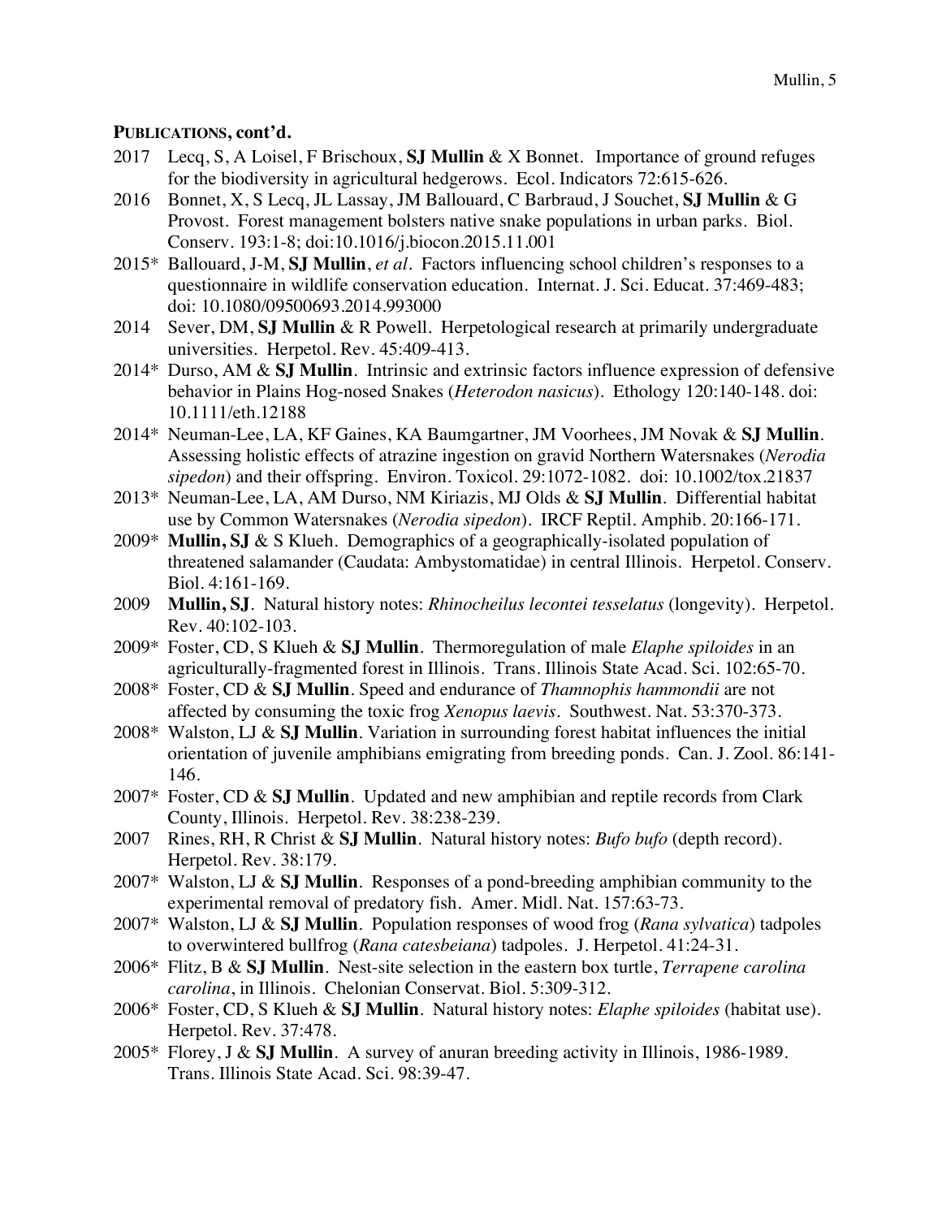**PUBLICATIONS, cont'd.**

2017 Lecq, S, A Loisel, F Brischoux, **SJ Mullin** & X Bonnet. Importance of ground refuges for the biodiversity in agricultural hedgerows. Ecol. Indicators 72:615-626.

2016 Bonnet, X, S Lecq, JL Lassay, JM Ballouard, C Barbraud, J Souchet, **SJ Mullin** & G Provost. Forest management bolsters native snake populations in urban parks. Biol. Conserv. 193:1-8; doi:10.1016/j.biocon.2015.11.001

2015* Ballouard, J-M, **SJ Mullin**, *et al*. Factors influencing school children's responses to a questionnaire in wildlife conservation education. Internat. J. Sci. Educat. 37:469-483; doi: 10.1080/09500693.2014.993000

2014 Sever, DM, **SJ Mullin** & R Powell. Herpetological research at primarily undergraduate universities. Herpetol. Rev. 45:409-413.

2014* Durso, AM & **SJ Mullin**. Intrinsic and extrinsic factors influence expression of defensive behavior in Plains Hog-nosed Snakes (*Heterodon nasicus*). Ethology 120:140-148. doi: 10.1111/eth.12188

2014* Neuman-Lee, LA, KF Gaines, KA Baumgartner, JM Voorhees, JM Novak & **SJ Mullin**. Assessing holistic effects of atrazine ingestion on gravid Northern Watersnakes (*Nerodia sipedon*) and their offspring. Environ. Toxicol. 29:1072-1082. doi: 10.1002/tox.21837

2013* Neuman-Lee, LA, AM Durso, NM Kiriazis, MJ Olds & **SJ Mullin**. Differential habitat use by Common Watersnakes (*Nerodia sipedon*). IRCF Reptil. Amphib. 20:166-171.

2009* **Mullin, SJ** & S Klueh. Demographics of a geographically-isolated population of threatened salamander (Caudata: Ambystomatidae) in central Illinois. Herpetol. Conserv. Biol. 4:161-169.

2009 **Mullin, SJ**. Natural history notes: *Rhinocheilus lecontei tesselatus* (longevity). Herpetol. Rev. 40:102-103.

2009* Foster, CD, S Klueh & **SJ Mullin**. Thermoregulation of male *Elaphe spiloides* in an agriculturally-fragmented forest in Illinois. Trans. Illinois State Acad. Sci. 102:65-70.

2008* Foster, CD & **SJ Mullin**. Speed and endurance of *Thamnophis hammondii* are not affected by consuming the toxic frog *Xenopus laevis*. Southwest. Nat. 53:370-373.

2008* Walston, LJ & **SJ Mullin**. Variation in surrounding forest habitat influences the initial orientation of juvenile amphibians emigrating from breeding ponds. Can. J. Zool. 86:141-146.

2007* Foster, CD & **SJ Mullin**. Updated and new amphibian and reptile records from Clark County, Illinois. Herpetol. Rev. 38:238-239.

2007 Rines, RH, R Christ & **SJ Mullin**. Natural history notes: *Bufo bufo* (depth record). Herpetol. Rev. 38:179.

2007* Walston, LJ & **SJ Mullin**. Responses of a pond-breeding amphibian community to the experimental removal of predatory fish. Amer. Midl. Nat. 157:63-73.

2007* Walston, LJ & **SJ Mullin**. Population responses of wood frog (*Rana sylvatica*) tadpoles to overwintered bullfrog (*Rana catesbeiana*) tadpoles. J. Herpetol. 41:24-31.

2006* Flitz, B & **SJ Mullin**. Nest-site selection in the eastern box turtle, *Terrapene carolina carolina*, in Illinois. Chelonian Conservat. Biol. 5:309-312.

2006* Foster, CD, S Klueh & **SJ Mullin**. Natural history notes: *Elaphe spiloides* (habitat use). Herpetol. Rev. 37:478.

2005* Florey, J & **SJ Mullin**. A survey of anuran breeding activity in Illinois, 1986-1989. Trans. Illinois State Acad. Sci. 98:39-47.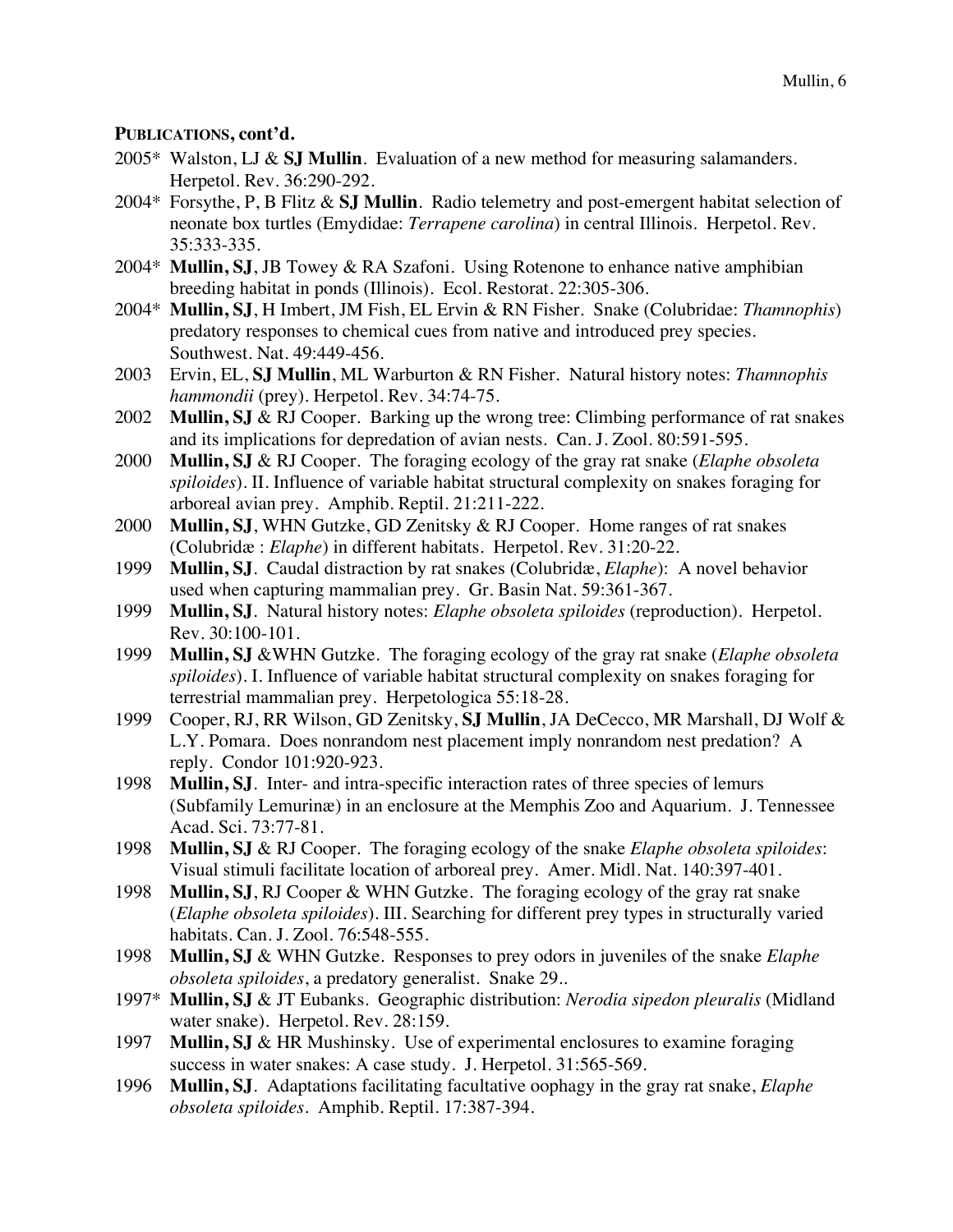**PUBLICATIONS, cont'd.**

2005* Walston, LJ & **SJ Mullin**. Evaluation of a new method for measuring salamanders. Herpetol. Rev. 36:290-292.

2004* Forsythe, P, B Flitz & **SJ Mullin**. Radio telemetry and post-emergent habitat selection of neonate box turtles (Emydidae: *Terrapene carolina*) in central Illinois. Herpetol. Rev. 35:333-335.

2004* **Mullin, SJ**, JB Towey & RA Szafoni. Using Rotenone to enhance native amphibian breeding habitat in ponds (Illinois). Ecol. Restorat. 22:305-306.

2004* **Mullin, SJ**, H Imbert, JM Fish, EL Ervin & RN Fisher. Snake (Colubridae: *Thamnophis*) predatory responses to chemical cues from native and introduced prey species. Southwest. Nat. 49:449-456.

2003 Ervin, EL, **SJ Mullin**, ML Warburton & RN Fisher. Natural history notes: *Thamnophis hammondii* (prey). Herpetol. Rev. 34:74-75.

2002 **Mullin, SJ** & RJ Cooper. Barking up the wrong tree: Climbing performance of rat snakes and its implications for depredation of avian nests. Can. J. Zool. 80:591-595.

2000 **Mullin, SJ** & RJ Cooper. The foraging ecology of the gray rat snake (*Elaphe obsoleta spiloides*). II. Influence of variable habitat structural complexity on snakes foraging for arboreal avian prey. Amphib. Reptil. 21:211-222.

2000 **Mullin, SJ**, WHN Gutzke, GD Zenitsky & RJ Cooper. Home ranges of rat snakes (Colubridæ : *Elaphe*) in different habitats. Herpetol. Rev. 31:20-22.

1999 **Mullin, SJ**. Caudal distraction by rat snakes (Colubridæ, *Elaphe*): A novel behavior used when capturing mammalian prey. Gr. Basin Nat. 59:361-367.

1999 **Mullin, SJ**. Natural history notes: *Elaphe obsoleta spiloides* (reproduction). Herpetol. Rev. 30:100-101.

1999 **Mullin, SJ** &WHN Gutzke. The foraging ecology of the gray rat snake (*Elaphe obsoleta spiloides*). I. Influence of variable habitat structural complexity on snakes foraging for terrestrial mammalian prey. Herpetologica 55:18-28.

1999 Cooper, RJ, RR Wilson, GD Zenitsky, **SJ Mullin**, JA DeCecco, MR Marshall, DJ Wolf & L.Y. Pomara. Does nonrandom nest placement imply nonrandom nest predation? A reply. Condor 101:920-923.

1998 **Mullin, SJ**. Inter- and intra-specific interaction rates of three species of lemurs (Subfamily Lemurinæ) in an enclosure at the Memphis Zoo and Aquarium. J. Tennessee Acad. Sci. 73:77-81.

1998 **Mullin, SJ** & RJ Cooper. The foraging ecology of the snake *Elaphe obsoleta spiloides*: Visual stimuli facilitate location of arboreal prey. Amer. Midl. Nat. 140:397-401.

1998 **Mullin, SJ**, RJ Cooper & WHN Gutzke. The foraging ecology of the gray rat snake (*Elaphe obsoleta spiloides*). III. Searching for different prey types in structurally varied habitats. Can. J. Zool. 76:548-555.

1998 **Mullin, SJ** & WHN Gutzke. Responses to prey odors in juveniles of the snake *Elaphe obsoleta spiloides*, a predatory generalist. Snake 29..

1997* **Mullin, SJ** & JT Eubanks. Geographic distribution: *Nerodia sipedon pleuralis* (Midland water snake). Herpetol. Rev. 28:159.

1997 **Mullin, SJ** & HR Mushinsky. Use of experimental enclosures to examine foraging success in water snakes: A case study. J. Herpetol. 31:565-569.

1996 **Mullin, SJ**. Adaptations facilitating facultative oophagy in the gray rat snake, *Elaphe obsoleta spiloides*. Amphib. Reptil. 17:387-394.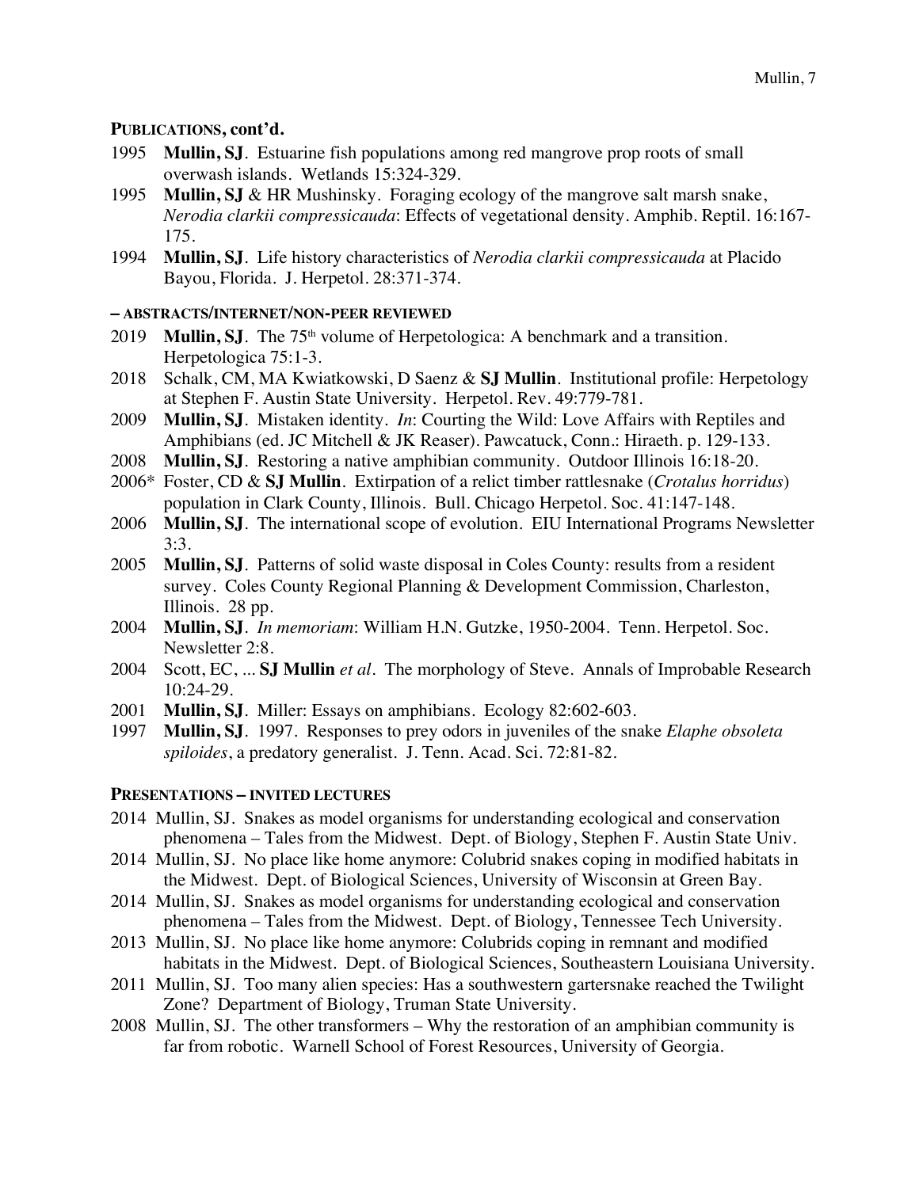**PUBLICATIONS, cont'd.**

1995 **Mullin, SJ**. Estuarine fish populations among red mangrove prop roots of small overwash islands. Wetlands 15:324-329.

1995 **Mullin, SJ** & HR Mushinsky. Foraging ecology of the mangrove salt marsh snake, *Nerodia clarkii compressicauda*: Effects of vegetational density. Amphib. Reptil. 16:167-175.

1994 **Mullin, SJ**. Life history characteristics of *Nerodia clarkii compressicauda* at Placido Bayou, Florida. J. Herpetol. 28:371-374.

**– ABSTRACTS/INTERNET/NON-PEER REVIEWED**

2019 **Mullin, SJ**. The 75th volume of Herpetologica: A benchmark and a transition. Herpetologica 75:1-3.

2018 Schalk, CM, MA Kwiatkowski, D Saenz & **SJ Mullin**. Institutional profile: Herpetology at Stephen F. Austin State University. Herpetol. Rev. 49:779-781.

2009 **Mullin, SJ**. Mistaken identity. *In*: Courting the Wild: Love Affairs with Reptiles and Amphibians (ed. JC Mitchell & JK Reaser). Pawcatuck, Conn.: Hiraeth. p. 129-133.

2008 **Mullin, SJ**. Restoring a native amphibian community. Outdoor Illinois 16:18-20.

2006* Foster, CD & **SJ Mullin**. Extirpation of a relict timber rattlesnake (*Crotalus horridus*) population in Clark County, Illinois. Bull. Chicago Herpetol. Soc. 41:147-148.

2006 **Mullin, SJ**. The international scope of evolution. EIU International Programs Newsletter 3:3.

2005 **Mullin, SJ**. Patterns of solid waste disposal in Coles County: results from a resident survey. Coles County Regional Planning & Development Commission, Charleston, Illinois. 28 pp.

2004 **Mullin, SJ**. *In memoriam*: William H.N. Gutzke, 1950-2004. Tenn. Herpetol. Soc. Newsletter 2:8.

2004 Scott, EC, ... **SJ Mullin** *et al*. The morphology of Steve. Annals of Improbable Research 10:24-29.

2001 **Mullin, SJ**. Miller: Essays on amphibians. Ecology 82:602-603.

1997 **Mullin, SJ**. 1997. Responses to prey odors in juveniles of the snake *Elaphe obsoleta spiloides*, a predatory generalist. J. Tenn. Acad. Sci. 72:81-82.

**PRESENTATIONS – INVITED LECTURES**

2014 Mullin, SJ. Snakes as model organisms for understanding ecological and conservation phenomena – Tales from the Midwest. Dept. of Biology, Stephen F. Austin State Univ.

2014 Mullin, SJ. No place like home anymore: Colubrid snakes coping in modified habitats in the Midwest. Dept. of Biological Sciences, University of Wisconsin at Green Bay.

2014 Mullin, SJ. Snakes as model organisms for understanding ecological and conservation phenomena – Tales from the Midwest. Dept. of Biology, Tennessee Tech University.

2013 Mullin, SJ. No place like home anymore: Colubrids coping in remnant and modified habitats in the Midwest. Dept. of Biological Sciences, Southeastern Louisiana University.

2011 Mullin, SJ. Too many alien species: Has a southwestern gartersnake reached the Twilight Zone? Department of Biology, Truman State University.

2008 Mullin, SJ. The other transformers – Why the restoration of an amphibian community is far from robotic. Warnell School of Forest Resources, University of Georgia.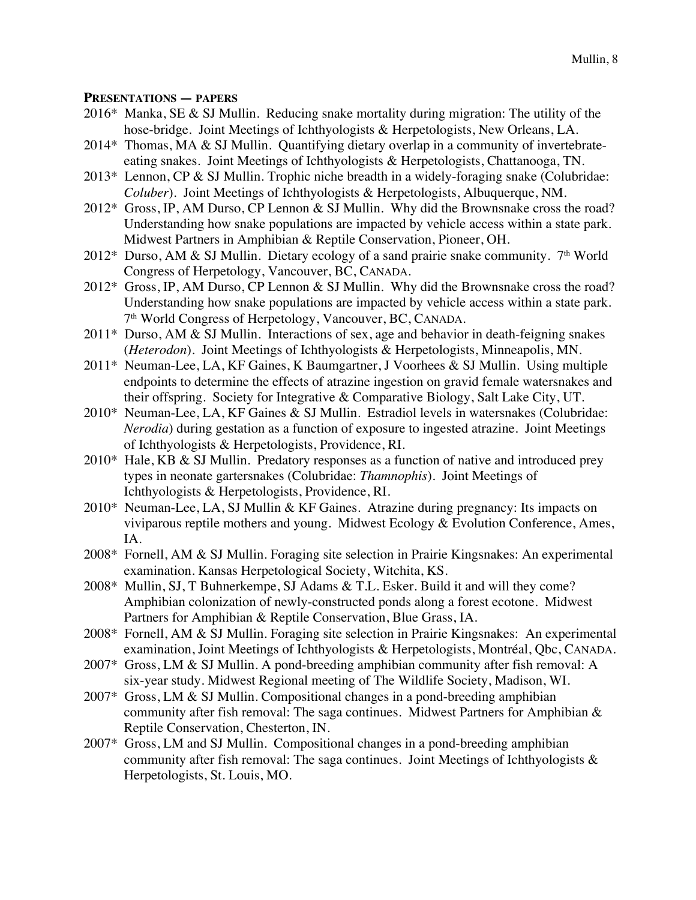**PRESENTATIONS — PAPERS**

2016* Manka, SE & SJ Mullin. Reducing snake mortality during migration: The utility of the hose-bridge. Joint Meetings of Ichthyologists & Herpetologists, New Orleans, LA.

2014* Thomas, MA & SJ Mullin. Quantifying dietary overlap in a community of invertebrate-eating snakes. Joint Meetings of Ichthyologists & Herpetologists, Chattanooga, TN.

2013* Lennon, CP & SJ Mullin. Trophic niche breadth in a widely-foraging snake (Colubridae: *Coluber*). Joint Meetings of Ichthyologists & Herpetologists, Albuquerque, NM.

2012* Gross, IP, AM Durso, CP Lennon & SJ Mullin. Why did the Brownsnake cross the road? Understanding how snake populations are impacted by vehicle access within a state park. Midwest Partners in Amphibian & Reptile Conservation, Pioneer, OH.

2012* Durso, AM & SJ Mullin. Dietary ecology of a sand prairie snake community. 7th World Congress of Herpetology, Vancouver, BC, CANADA.

2012* Gross, IP, AM Durso, CP Lennon & SJ Mullin. Why did the Brownsnake cross the road? Understanding how snake populations are impacted by vehicle access within a state park. 7th World Congress of Herpetology, Vancouver, BC, CANADA.

2011* Durso, AM & SJ Mullin. Interactions of sex, age and behavior in death-feigning snakes (*Heterodon*). Joint Meetings of Ichthyologists & Herpetologists, Minneapolis, MN.

2011* Neuman-Lee, LA, KF Gaines, K Baumgartner, J Voorhees & SJ Mullin. Using multiple endpoints to determine the effects of atrazine ingestion on gravid female watersnakes and their offspring. Society for Integrative & Comparative Biology, Salt Lake City, UT.

2010* Neuman-Lee, LA, KF Gaines & SJ Mullin. Estradiol levels in watersnakes (Colubridae: *Nerodia*) during gestation as a function of exposure to ingested atrazine. Joint Meetings of Ichthyologists & Herpetologists, Providence, RI.

2010* Hale, KB & SJ Mullin. Predatory responses as a function of native and introduced prey types in neonate gartersnakes (Colubridae: *Thamnophis*). Joint Meetings of Ichthyologists & Herpetologists, Providence, RI.

2010* Neuman-Lee, LA, SJ Mullin & KF Gaines. Atrazine during pregnancy: Its impacts on viviparous reptile mothers and young. Midwest Ecology & Evolution Conference, Ames, IA.

2008* Fornell, AM & SJ Mullin. Foraging site selection in Prairie Kingsnakes: An experimental examination. Kansas Herpetological Society, Witchita, KS.

2008* Mullin, SJ, T Buhnerkempe, SJ Adams & T.L. Esker. Build it and will they come? Amphibian colonization of newly-constructed ponds along a forest ecotone. Midwest Partners for Amphibian & Reptile Conservation, Blue Grass, IA.

2008* Fornell, AM & SJ Mullin. Foraging site selection in Prairie Kingsnakes: An experimental examination, Joint Meetings of Ichthyologists & Herpetologists, Montréal, Qbc, CANADA.

2007* Gross, LM & SJ Mullin. A pond-breeding amphibian community after fish removal: A six-year study. Midwest Regional meeting of The Wildlife Society, Madison, WI.

2007* Gross, LM & SJ Mullin. Compositional changes in a pond-breeding amphibian community after fish removal: The saga continues. Midwest Partners for Amphibian & Reptile Conservation, Chesterton, IN.

2007* Gross, LM and SJ Mullin. Compositional changes in a pond-breeding amphibian community after fish removal: The saga continues. Joint Meetings of Ichthyologists & Herpetologists, St. Louis, MO.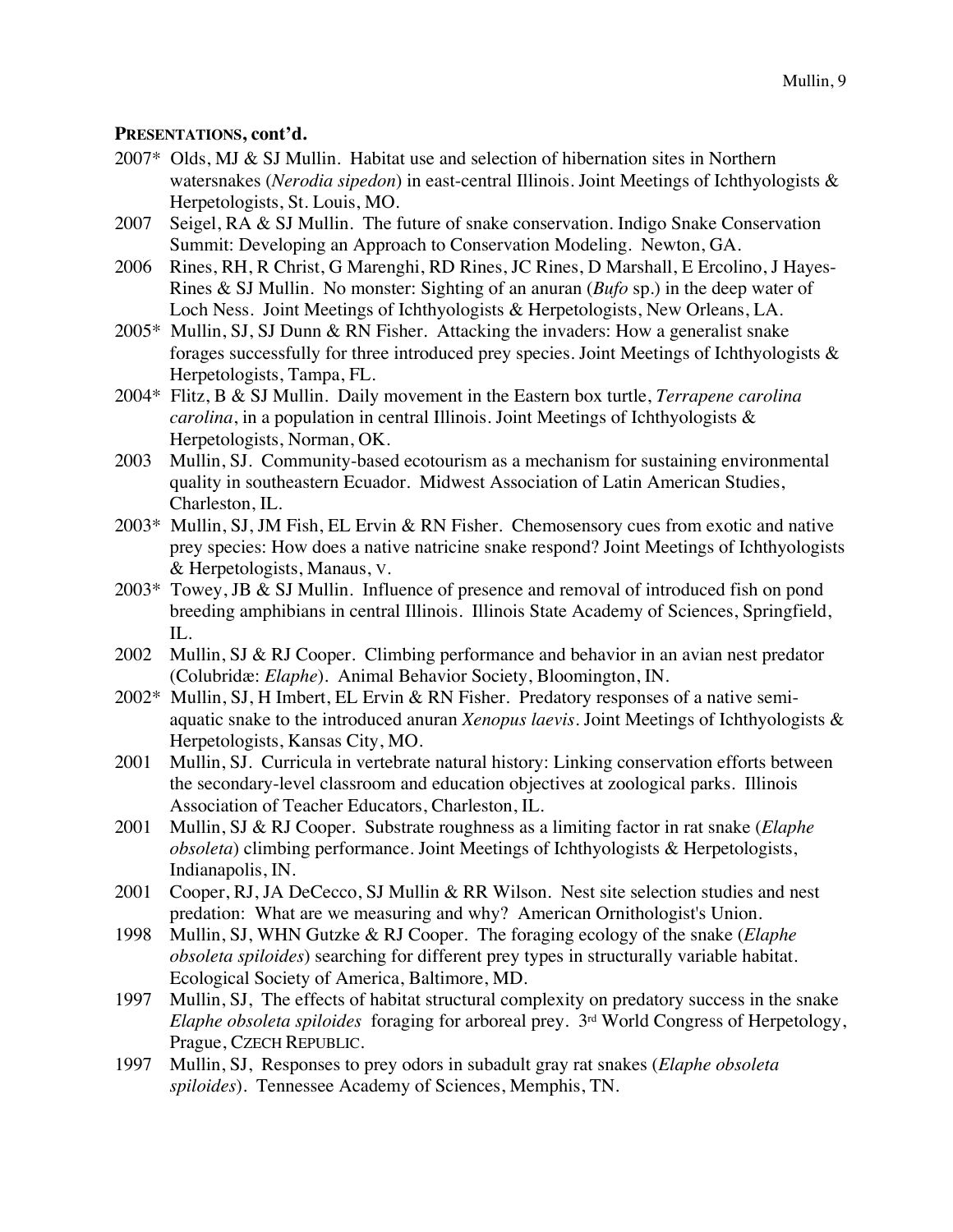**PRESENTATIONS, cont'd.**

- 2007* Olds, MJ & SJ Mullin. Habitat use and selection of hibernation sites in Northern watersnakes (*Nerodia sipedon*) in east-central Illinois. Joint Meetings of Ichthyologists & Herpetologists, St. Louis, MO.
- 2007 Seigel, RA & SJ Mullin. The future of snake conservation. Indigo Snake Conservation Summit: Developing an Approach to Conservation Modeling. Newton, GA.
- 2006 Rines, RH, R Christ, G Marenghi, RD Rines, JC Rines, D Marshall, E Ercolino, J Hayes-Rines & SJ Mullin. No monster: Sighting of an anuran (*Bufo* sp.) in the deep water of Loch Ness. Joint Meetings of Ichthyologists & Herpetologists, New Orleans, LA.
- 2005* Mullin, SJ, SJ Dunn & RN Fisher. Attacking the invaders: How a generalist snake forages successfully for three introduced prey species. Joint Meetings of Ichthyologists & Herpetologists, Tampa, FL.
- 2004* Flitz, B & SJ Mullin. Daily movement in the Eastern box turtle, *Terrapene carolina carolina*, in a population in central Illinois. Joint Meetings of Ichthyologists & Herpetologists, Norman, OK.
- 2003 Mullin, SJ. Community-based ecotourism as a mechanism for sustaining environmental quality in southeastern Ecuador. Midwest Association of Latin American Studies, Charleston, IL.
- 2003* Mullin, SJ, JM Fish, EL Ervin & RN Fisher. Chemosensory cues from exotic and native prey species: How does a native natricine snake respond? Joint Meetings of Ichthyologists & Herpetologists, Manaus, V.
- 2003* Towey, JB & SJ Mullin. Influence of presence and removal of introduced fish on pond breeding amphibians in central Illinois. Illinois State Academy of Sciences, Springfield, IL.
- 2002 Mullin, SJ & RJ Cooper. Climbing performance and behavior in an avian nest predator (Colubridæ: *Elaphe*). Animal Behavior Society, Bloomington, IN.
- 2002* Mullin, SJ, H Imbert, EL Ervin & RN Fisher. Predatory responses of a native semi-aquatic snake to the introduced anuran *Xenopus laevis*. Joint Meetings of Ichthyologists & Herpetologists, Kansas City, MO.
- 2001 Mullin, SJ. Curricula in vertebrate natural history: Linking conservation efforts between the secondary-level classroom and education objectives at zoological parks. Illinois Association of Teacher Educators, Charleston, IL.
- 2001 Mullin, SJ & RJ Cooper. Substrate roughness as a limiting factor in rat snake (*Elaphe obsoleta*) climbing performance. Joint Meetings of Ichthyologists & Herpetologists, Indianapolis, IN.
- 2001 Cooper, RJ, JA DeCecco, SJ Mullin & RR Wilson. Nest site selection studies and nest predation: What are we measuring and why? American Ornithologist's Union.
- 1998 Mullin, SJ, WHN Gutzke & RJ Cooper. The foraging ecology of the snake (*Elaphe obsoleta spiloides*) searching for different prey types in structurally variable habitat. Ecological Society of America, Baltimore, MD.
- 1997 Mullin, SJ, The effects of habitat structural complexity on predatory success in the snake *Elaphe obsoleta spiloides* foraging for arboreal prey. 3rd World Congress of Herpetology, Prague, CZECH REPUBLIC.
- 1997 Mullin, SJ, Responses to prey odors in subadult gray rat snakes (*Elaphe obsoleta spiloides*). Tennessee Academy of Sciences, Memphis, TN.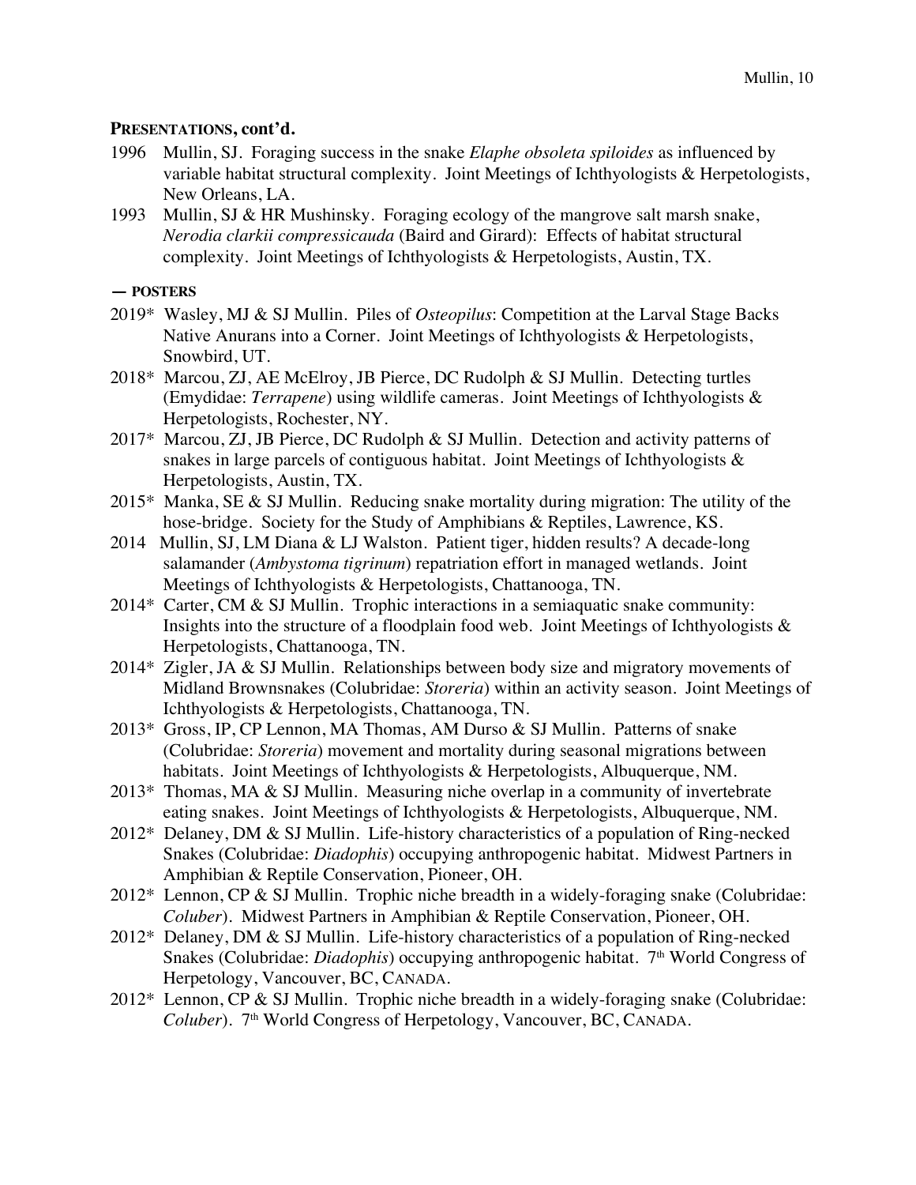**PRESENTATIONS, cont'd.**

1996 Mullin, SJ. Foraging success in the snake *Elaphe obsoleta spiloides* as influenced by variable habitat structural complexity. Joint Meetings of Ichthyologists & Herpetologists, New Orleans, LA.

1993 Mullin, SJ & HR Mushinsky. Foraging ecology of the mangrove salt marsh snake, *Nerodia clarkii compressicauda* (Baird and Girard): Effects of habitat structural complexity. Joint Meetings of Ichthyologists & Herpetologists, Austin, TX.

**— POSTERS**

2019* Wasley, MJ & SJ Mullin. Piles of *Osteopilus*: Competition at the Larval Stage Backs Native Anurans into a Corner. Joint Meetings of Ichthyologists & Herpetologists, Snowbird, UT.

2018* Marcou, ZJ, AE McElroy, JB Pierce, DC Rudolph & SJ Mullin. Detecting turtles (Emydidae: *Terrapene*) using wildlife cameras. Joint Meetings of Ichthyologists & Herpetologists, Rochester, NY.

2017* Marcou, ZJ, JB Pierce, DC Rudolph & SJ Mullin. Detection and activity patterns of snakes in large parcels of contiguous habitat. Joint Meetings of Ichthyologists & Herpetologists, Austin, TX.

2015* Manka, SE & SJ Mullin. Reducing snake mortality during migration: The utility of the hose-bridge. Society for the Study of Amphibians & Reptiles, Lawrence, KS.

2014 Mullin, SJ, LM Diana & LJ Walston. Patient tiger, hidden results? A decade-long salamander (*Ambystoma tigrinum*) repatriation effort in managed wetlands. Joint Meetings of Ichthyologists & Herpetologists, Chattanooga, TN.

2014* Carter, CM & SJ Mullin. Trophic interactions in a semiaquatic snake community: Insights into the structure of a floodplain food web. Joint Meetings of Ichthyologists & Herpetologists, Chattanooga, TN.

2014* Zigler, JA & SJ Mullin. Relationships between body size and migratory movements of Midland Brownsnakes (Colubridae: *Storeria*) within an activity season. Joint Meetings of Ichthyologists & Herpetologists, Chattanooga, TN.

2013* Gross, IP, CP Lennon, MA Thomas, AM Durso & SJ Mullin. Patterns of snake (Colubridae: *Storeria*) movement and mortality during seasonal migrations between habitats. Joint Meetings of Ichthyologists & Herpetologists, Albuquerque, NM.

2013* Thomas, MA & SJ Mullin. Measuring niche overlap in a community of invertebrate eating snakes. Joint Meetings of Ichthyologists & Herpetologists, Albuquerque, NM.

2012* Delaney, DM & SJ Mullin. Life-history characteristics of a population of Ring-necked Snakes (Colubridae: *Diadophis*) occupying anthropogenic habitat. Midwest Partners in Amphibian & Reptile Conservation, Pioneer, OH.

2012* Lennon, CP & SJ Mullin. Trophic niche breadth in a widely-foraging snake (Colubridae: *Coluber*). Midwest Partners in Amphibian & Reptile Conservation, Pioneer, OH.

2012* Delaney, DM & SJ Mullin. Life-history characteristics of a population of Ring-necked Snakes (Colubridae: *Diadophis*) occupying anthropogenic habitat. 7th World Congress of Herpetology, Vancouver, BC, CANADA.

2012* Lennon, CP & SJ Mullin. Trophic niche breadth in a widely-foraging snake (Colubridae: *Coluber*). 7th World Congress of Herpetology, Vancouver, BC, CANADA.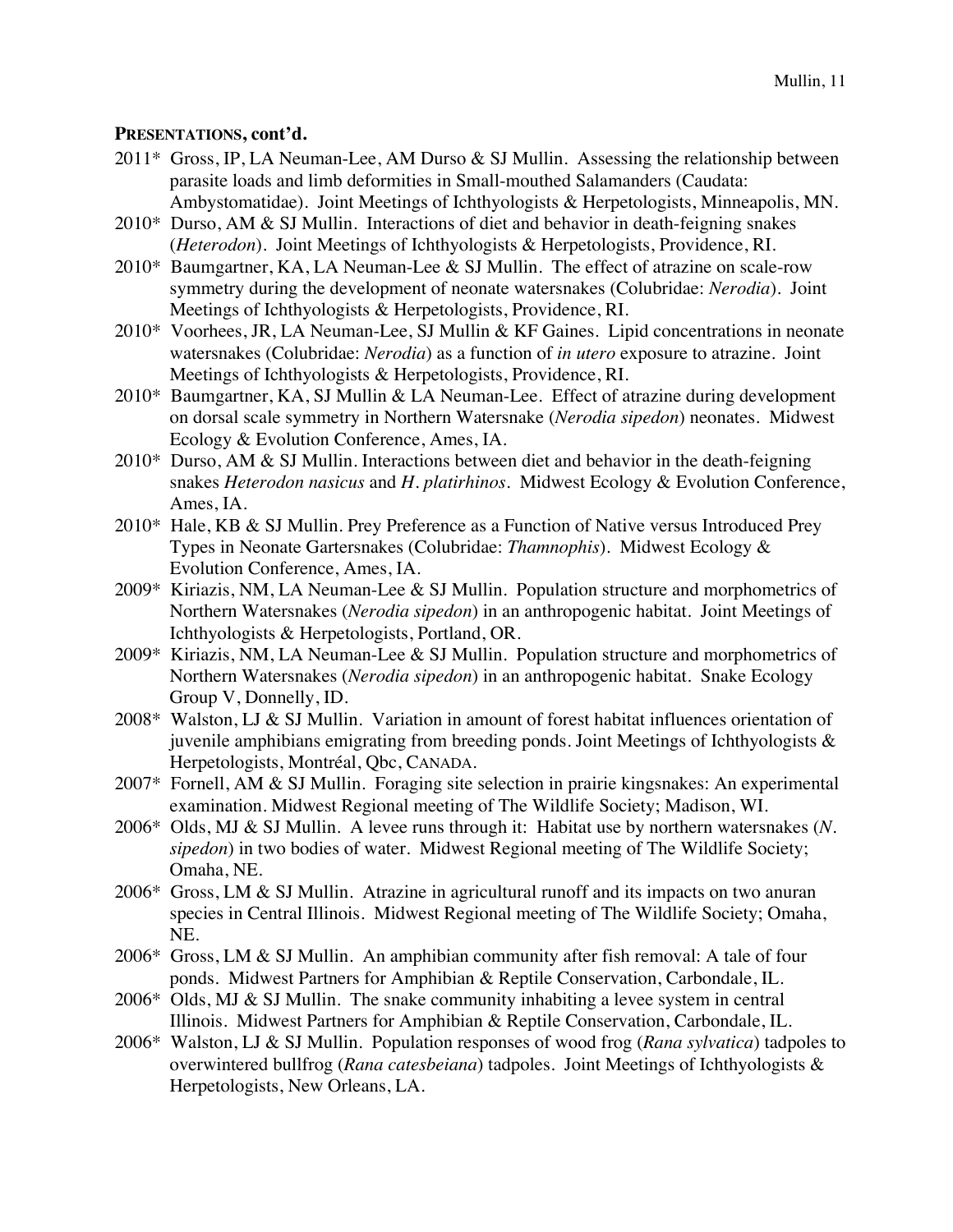**PRESENTATIONS, cont'd.**

2011* Gross, IP, LA Neuman-Lee, AM Durso & SJ Mullin. Assessing the relationship between parasite loads and limb deformities in Small-mouthed Salamanders (Caudata: Ambystomatidae). Joint Meetings of Ichthyologists & Herpetologists, Minneapolis, MN.

2010* Durso, AM & SJ Mullin. Interactions of diet and behavior in death-feigning snakes (*Heterodon*). Joint Meetings of Ichthyologists & Herpetologists, Providence, RI.

2010* Baumgartner, KA, LA Neuman-Lee & SJ Mullin. The effect of atrazine on scale-row symmetry during the development of neonate watersnakes (Colubridae: *Nerodia*). Joint Meetings of Ichthyologists & Herpetologists, Providence, RI.

2010* Voorhees, JR, LA Neuman-Lee, SJ Mullin & KF Gaines. Lipid concentrations in neonate watersnakes (Colubridae: *Nerodia*) as a function of *in utero* exposure to atrazine. Joint Meetings of Ichthyologists & Herpetologists, Providence, RI.

2010* Baumgartner, KA, SJ Mullin & LA Neuman-Lee. Effect of atrazine during development on dorsal scale symmetry in Northern Watersnake (*Nerodia sipedon*) neonates. Midwest Ecology & Evolution Conference, Ames, IA.

2010* Durso, AM & SJ Mullin. Interactions between diet and behavior in the death-feigning snakes *Heterodon nasicus* and *H. platirhinos*. Midwest Ecology & Evolution Conference, Ames, IA.

2010* Hale, KB & SJ Mullin. Prey Preference as a Function of Native versus Introduced Prey Types in Neonate Gartersnakes (Colubridae: *Thamnophis*). Midwest Ecology & Evolution Conference, Ames, IA.

2009* Kiriazis, NM, LA Neuman-Lee & SJ Mullin. Population structure and morphometrics of Northern Watersnakes (*Nerodia sipedon*) in an anthropogenic habitat. Joint Meetings of Ichthyologists & Herpetologists, Portland, OR.

2009* Kiriazis, NM, LA Neuman-Lee & SJ Mullin. Population structure and morphometrics of Northern Watersnakes (*Nerodia sipedon*) in an anthropogenic habitat. Snake Ecology Group V, Donnelly, ID.

2008* Walston, LJ & SJ Mullin. Variation in amount of forest habitat influences orientation of juvenile amphibians emigrating from breeding ponds. Joint Meetings of Ichthyologists & Herpetologists, Montréal, Qbc, CANADA.

2007* Fornell, AM & SJ Mullin. Foraging site selection in prairie kingsnakes: An experimental examination. Midwest Regional meeting of The Wildlife Society; Madison, WI.

2006* Olds, MJ & SJ Mullin. A levee runs through it: Habitat use by northern watersnakes (*N. sipedon*) in two bodies of water. Midwest Regional meeting of The Wildlife Society; Omaha, NE.

2006* Gross, LM & SJ Mullin. Atrazine in agricultural runoff and its impacts on two anuran species in Central Illinois. Midwest Regional meeting of The Wildlife Society; Omaha, NE.

2006* Gross, LM & SJ Mullin. An amphibian community after fish removal: A tale of four ponds. Midwest Partners for Amphibian & Reptile Conservation, Carbondale, IL.

2006* Olds, MJ & SJ Mullin. The snake community inhabiting a levee system in central Illinois. Midwest Partners for Amphibian & Reptile Conservation, Carbondale, IL.

2006* Walston, LJ & SJ Mullin. Population responses of wood frog (*Rana sylvatica*) tadpoles to overwintered bullfrog (*Rana catesbeiana*) tadpoles. Joint Meetings of Ichthyologists & Herpetologists, New Orleans, LA.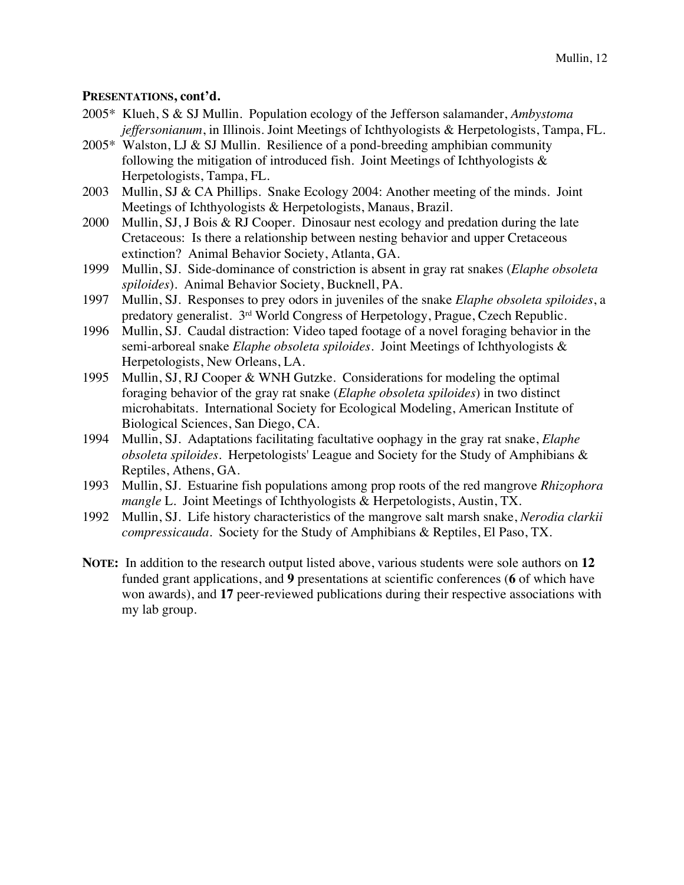**PRESENTATIONS, cont'd.**

2005* Klueh, S & SJ Mullin. Population ecology of the Jefferson salamander, *Ambystoma jeffersonianum*, in Illinois. Joint Meetings of Ichthyologists & Herpetologists, Tampa, FL.

2005* Walston, LJ & SJ Mullin. Resilience of a pond-breeding amphibian community following the mitigation of introduced fish. Joint Meetings of Ichthyologists & Herpetologists, Tampa, FL.

2003 Mullin, SJ & CA Phillips. Snake Ecology 2004: Another meeting of the minds. Joint Meetings of Ichthyologists & Herpetologists, Manaus, Brazil.

2000 Mullin, SJ, J Bois & RJ Cooper. Dinosaur nest ecology and predation during the late Cretaceous: Is there a relationship between nesting behavior and upper Cretaceous extinction? Animal Behavior Society, Atlanta, GA.

1999 Mullin, SJ. Side-dominance of constriction is absent in gray rat snakes (*Elaphe obsoleta spiloides*). Animal Behavior Society, Bucknell, PA.

1997 Mullin, SJ. Responses to prey odors in juveniles of the snake *Elaphe obsoleta spiloides*, a predatory generalist. 3rd World Congress of Herpetology, Prague, Czech Republic.

1996 Mullin, SJ. Caudal distraction: Video taped footage of a novel foraging behavior in the semi-arboreal snake *Elaphe obsoleta spiloides*. Joint Meetings of Ichthyologists & Herpetologists, New Orleans, LA.

1995 Mullin, SJ, RJ Cooper & WNH Gutzke. Considerations for modeling the optimal foraging behavior of the gray rat snake (*Elaphe obsoleta spiloides*) in two distinct microhabitats. International Society for Ecological Modeling, American Institute of Biological Sciences, San Diego, CA.

1994 Mullin, SJ. Adaptations facilitating facultative oophagy in the gray rat snake, *Elaphe obsoleta spiloides*. Herpetologists' League and Society for the Study of Amphibians & Reptiles, Athens, GA.

1993 Mullin, SJ. Estuarine fish populations among prop roots of the red mangrove *Rhizophora mangle* L. Joint Meetings of Ichthyologists & Herpetologists, Austin, TX.

1992 Mullin, SJ. Life history characteristics of the mangrove salt marsh snake, *Nerodia clarkii compressicauda*. Society for the Study of Amphibians & Reptiles, El Paso, TX.

**NOTE:** In addition to the research output listed above, various students were sole authors on **12** funded grant applications, and **9** presentations at scientific conferences (**6** of which have won awards), and **17** peer-reviewed publications during their respective associations with my lab group.